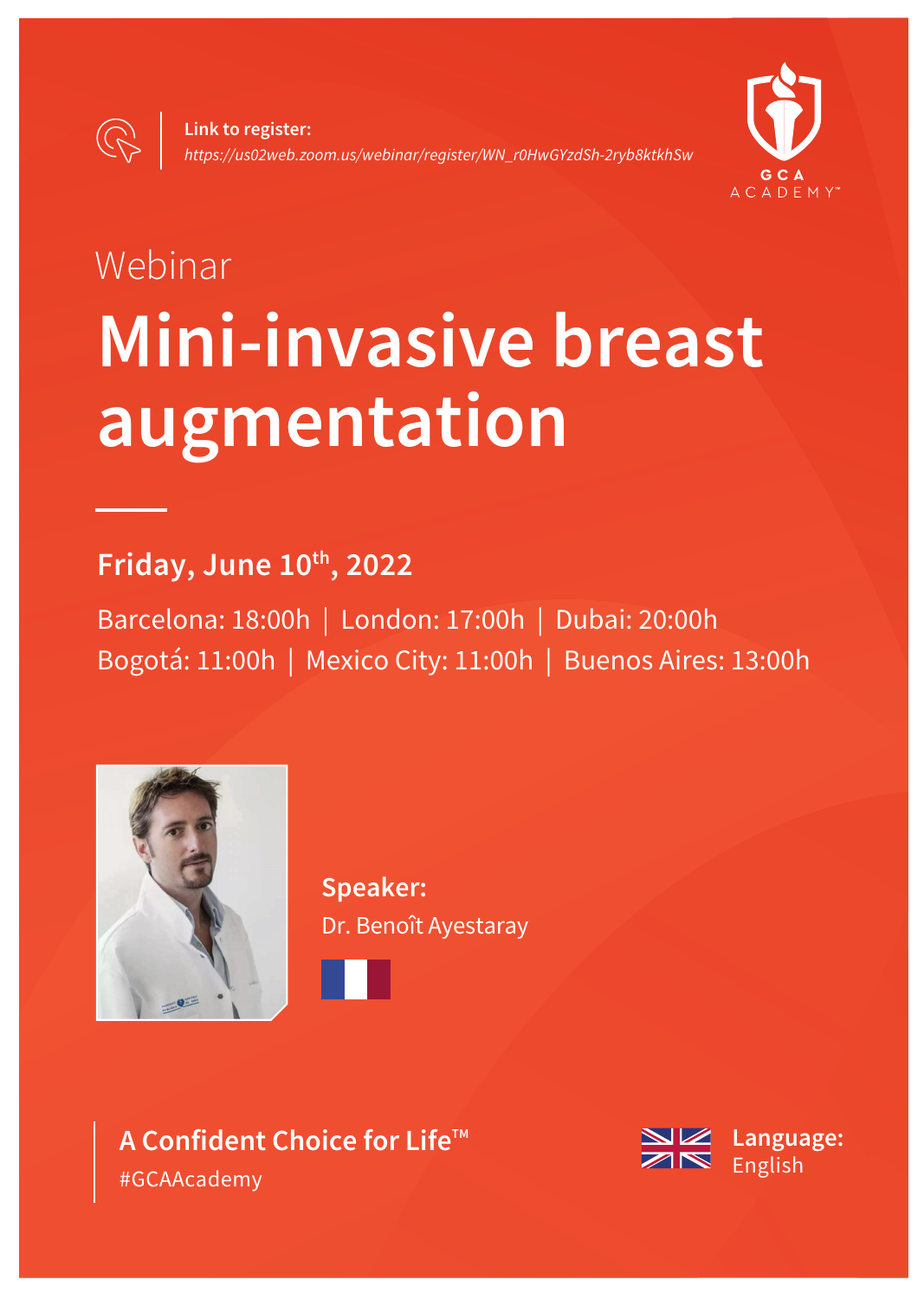**Link to register:**
*https://us02web.zoom.us/webinar/register/WN_r0HwGYzdSh-2ryb8ktkhSw*

GCA ACADEMY™

Webinar

# Mini-invasive breast augmentation

**Friday, June 10th, 2022**

Barcelona: 18:00h | London: 17:00h | Dubai: 20:00h
Bogotá: 11:00h | Mexico City: 11:00h | Buenos Aires: 13:00h

**Speaker:**
Dr. Benoît Ayestaray

**A Confident Choice for Life™**
#GCAAcademy

**Language:**
English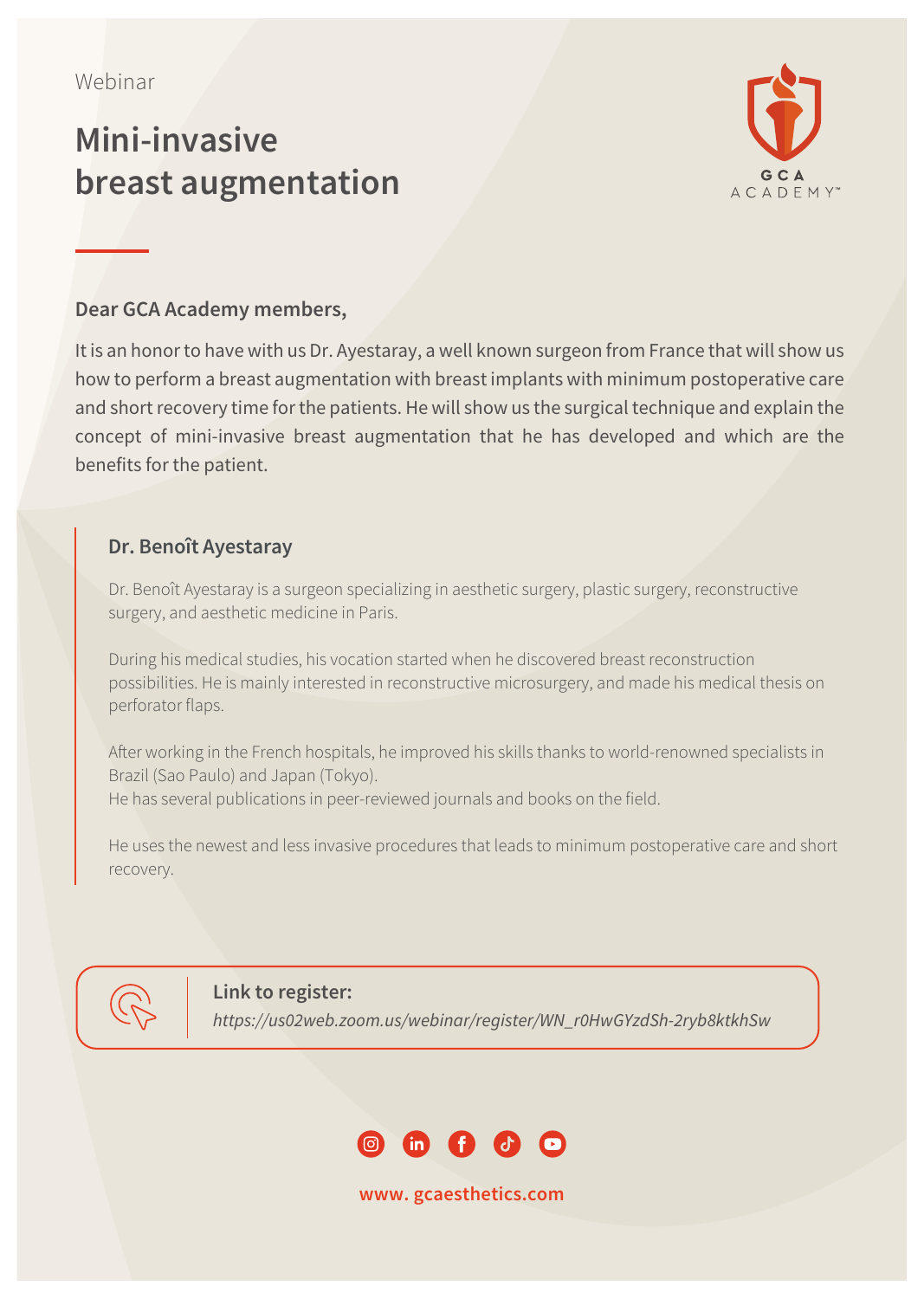Webinar

# Mini-invasive breast augmentation

GCA ACADEMY™

**Dear GCA Academy members,**

It is an honor to have with us Dr. Ayestaray, a well known surgeon from France that will show us how to perform a breast augmentation with breast implants with minimum postoperative care and short recovery time for the patients. He will show us the surgical technique and explain the concept of mini-invasive breast augmentation that he has developed and which are the benefits for the patient.

## Dr. Benoît Ayestaray

Dr. Benoît Ayestaray is a surgeon specializing in aesthetic surgery, plastic surgery, reconstructive surgery, and aesthetic medicine in Paris.

During his medical studies, his vocation started when he discovered breast reconstruction possibilities. He is mainly interested in reconstructive microsurgery, and made his medical thesis on perforator flaps.

After working in the French hospitals, he improved his skills thanks to world-renowned specialists in Brazil (Sao Paulo) and Japan (Tokyo).
He has several publications in peer-reviewed journals and books on the field.

He uses the newest and less invasive procedures that leads to minimum postoperative care and short recovery.

**Link to register:**
*https://us02web.zoom.us/webinar/register/WN_r0HwGYzdSh-2ryb8ktkhSw*

www. gcaesthetics.com